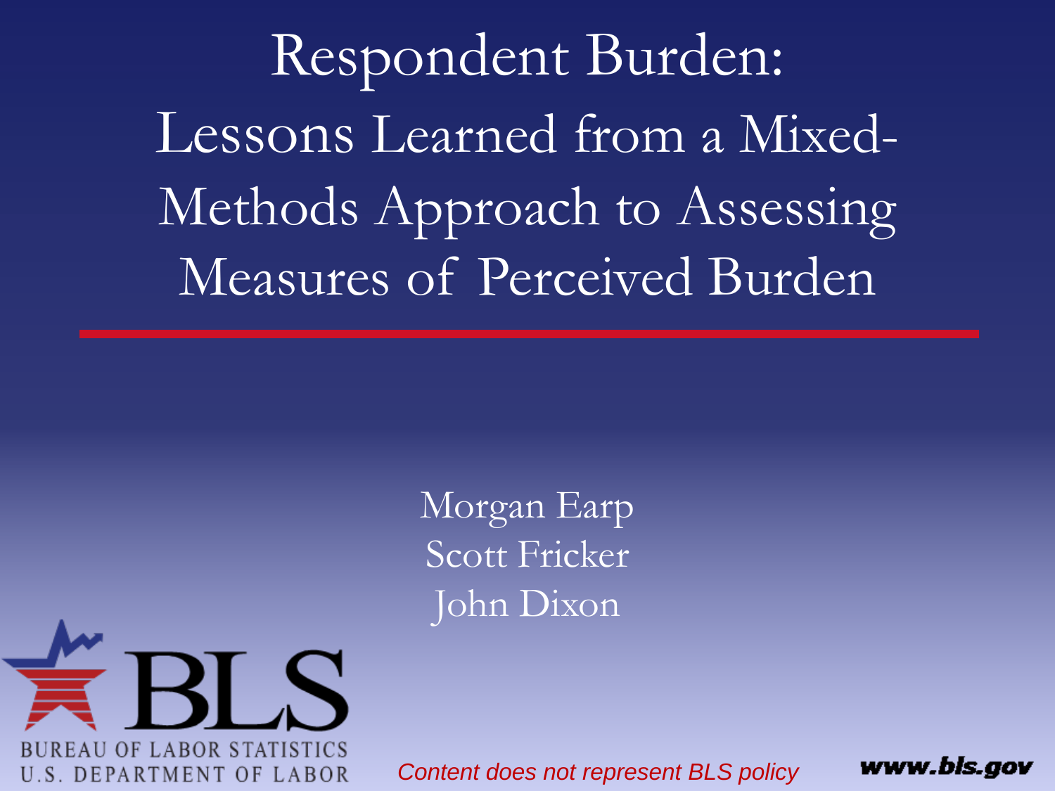# Respondent Burden: Lessons Learned from a Mixed-Methods Approach to Assessing Measures of Perceived Burden

Morgan Earp
Scott Fricker
John Dixon

BLS
BUREAU OF LABOR STATISTICS
U.S. DEPARTMENT OF LABOR

*Content does not represent BLS policy*

www.bls.gov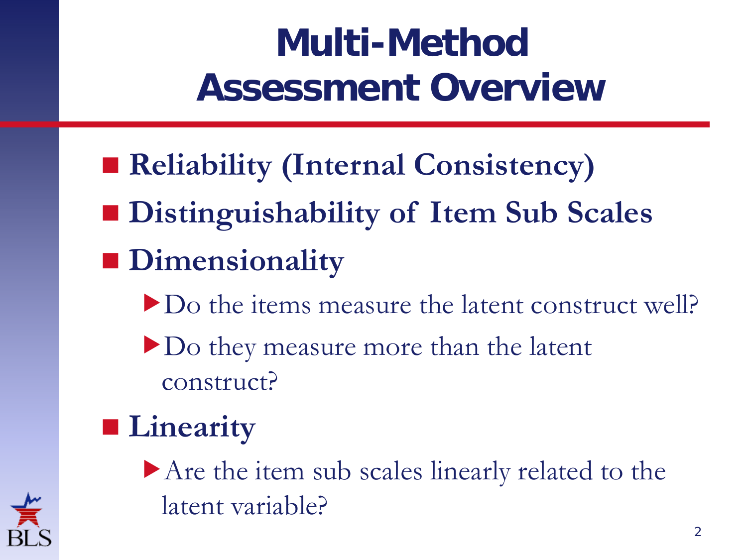# Multi-Method Assessment Overview

- **Reliability (Internal Consistency)**
- **Distinguishability of Item Sub Scales**
- **Dimensionality**
  - Do the items measure the latent construct well?
  - Do they measure more than the latent construct?
- **Linearity**
  - Are the item sub scales linearly related to the latent variable?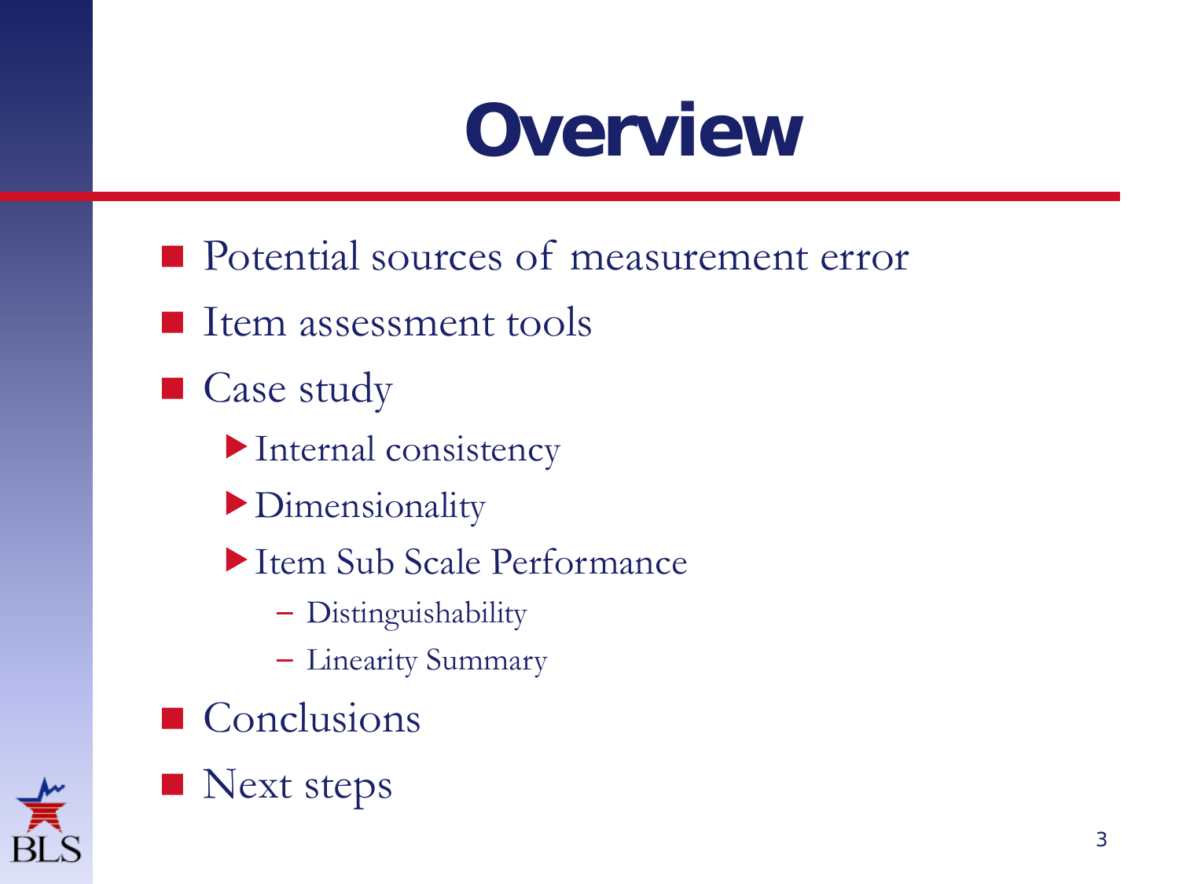# Overview

- Potential sources of measurement error
- Item assessment tools
- Case study
  - Internal consistency
  - Dimensionality
  - Item Sub Scale Performance
    - Distinguishability
    - Linearity Summary
- Conclusions
- Next steps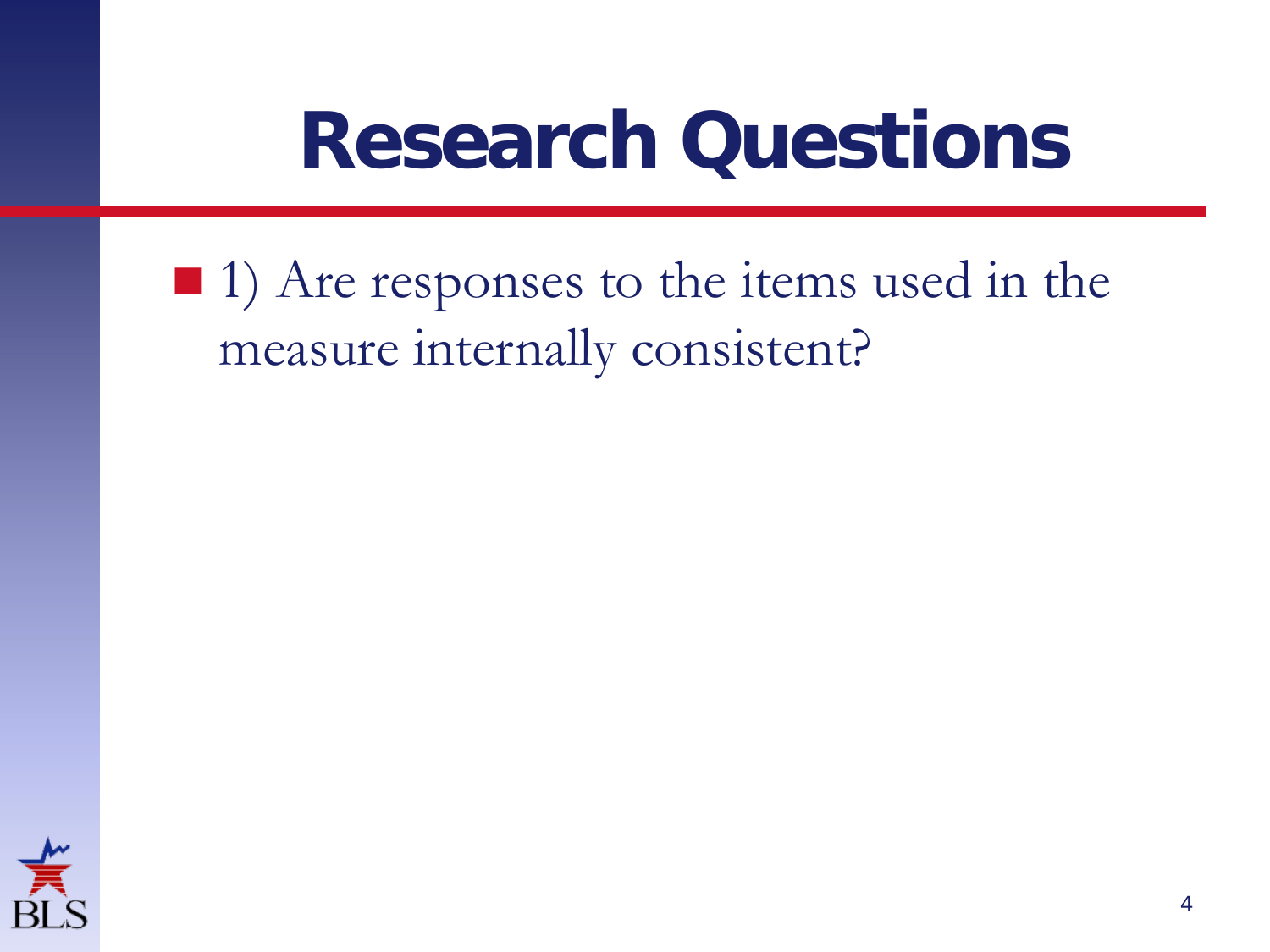# Research Questions

- 1) Are responses to the items used in the measure internally consistent?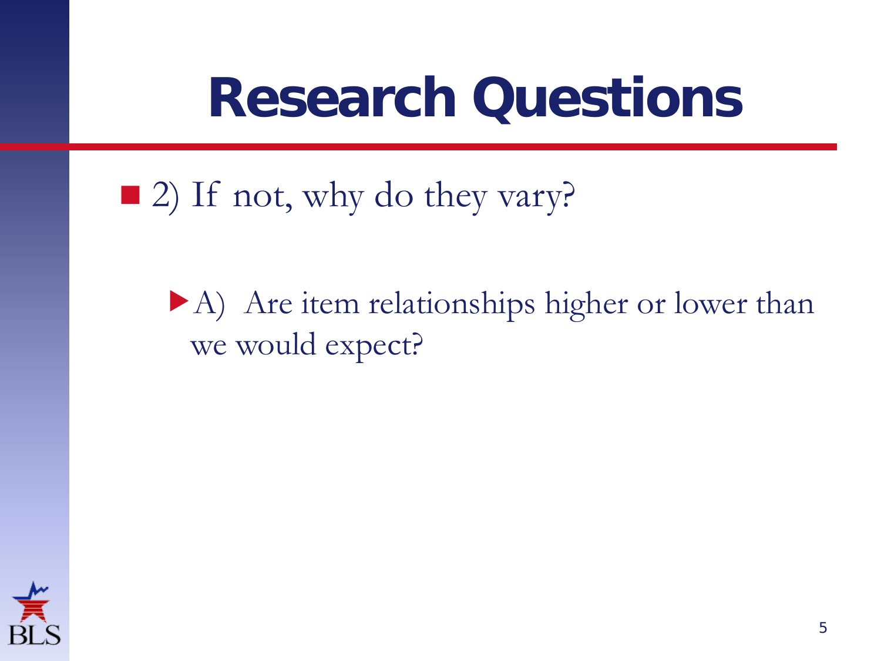# Research Questions

- 2) If not, why do they vary?
  - A) Are item relationships higher or lower than we would expect?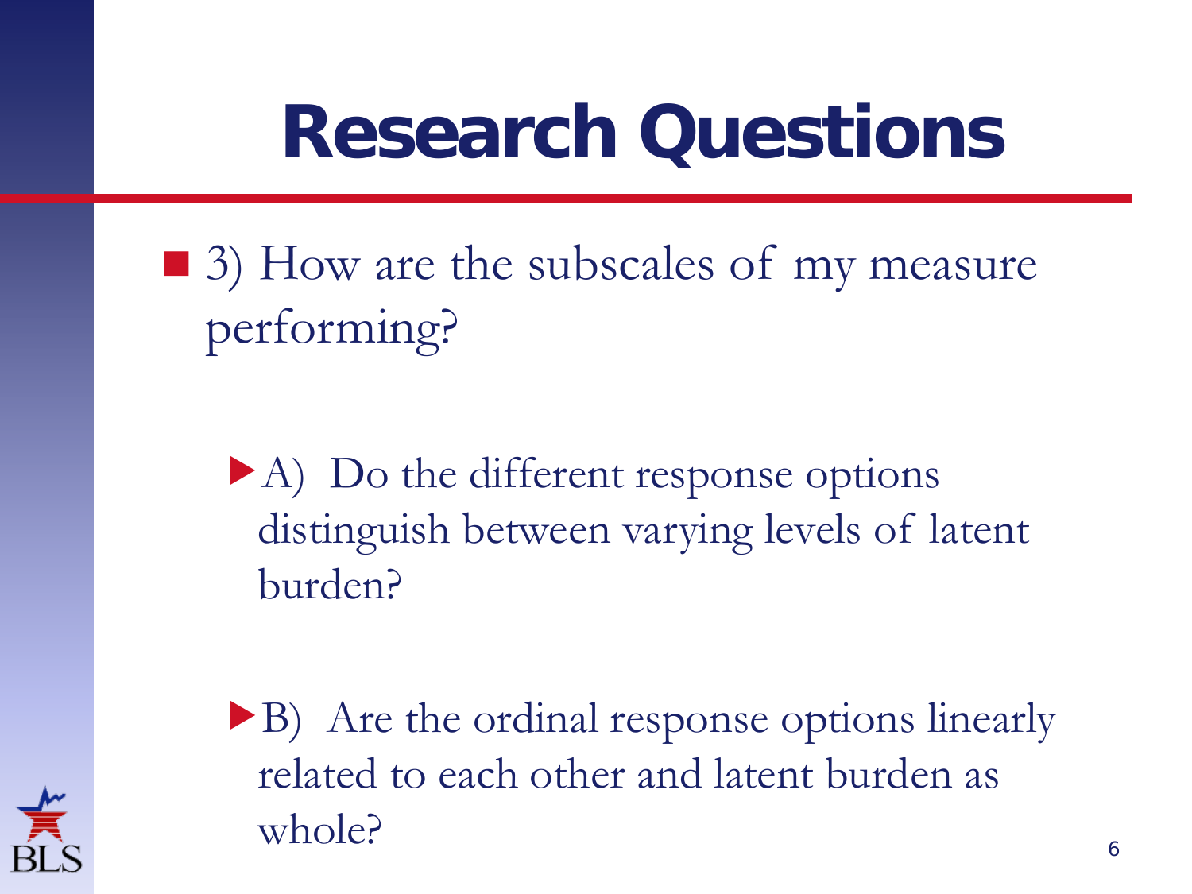# Research Questions

- 3) How are the subscales of my measure performing?
  - A) Do the different response options distinguish between varying levels of latent burden?
  - B) Are the ordinal response options linearly related to each other and latent burden as whole?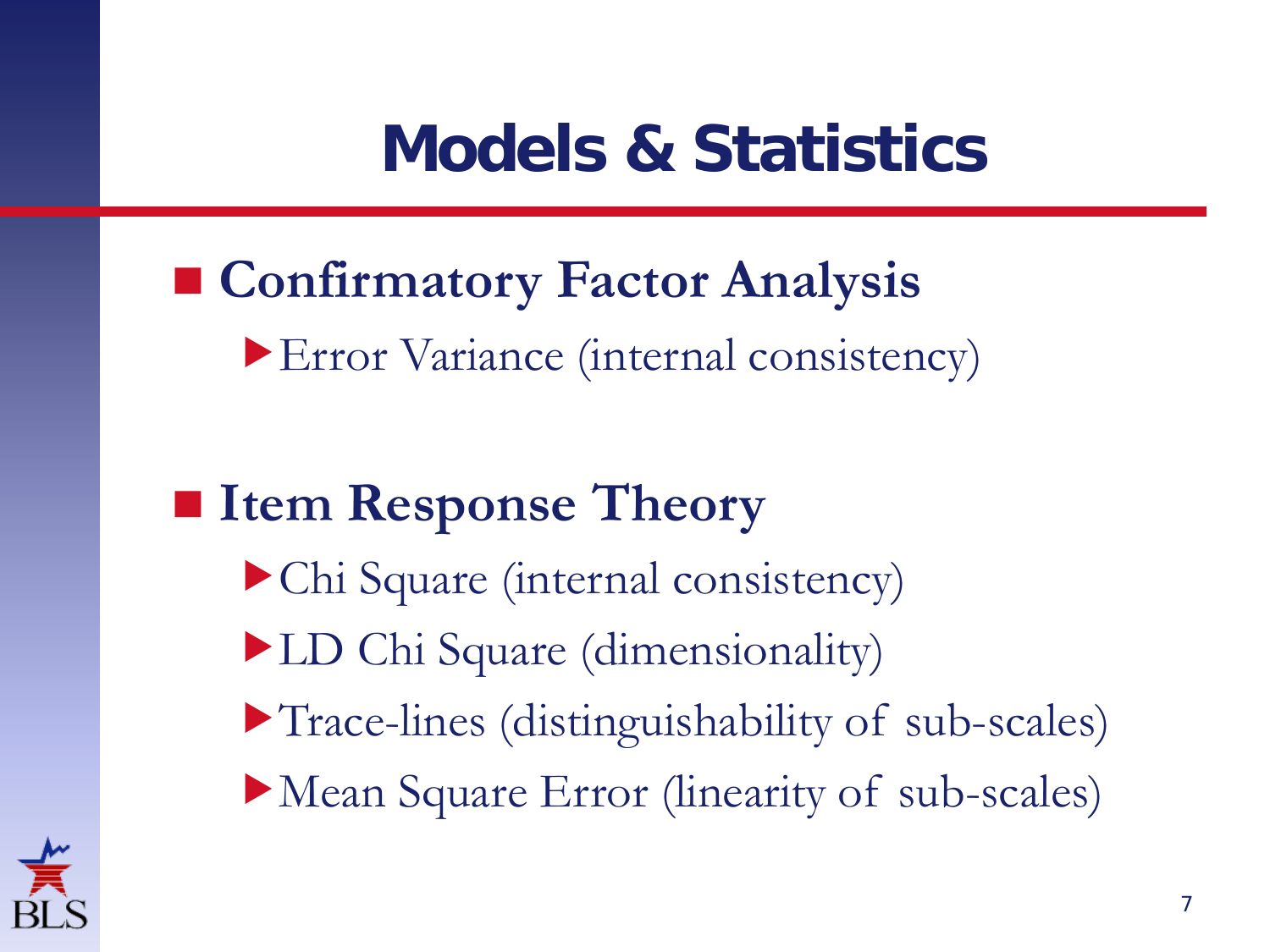# Models & Statistics

- **Confirmatory Factor Analysis**
  - Error Variance (internal consistency)
- **Item Response Theory**
  - Chi Square (internal consistency)
  - LD Chi Square (dimensionality)
  - Trace-lines (distinguishability of sub-scales)
  - Mean Square Error (linearity of sub-scales)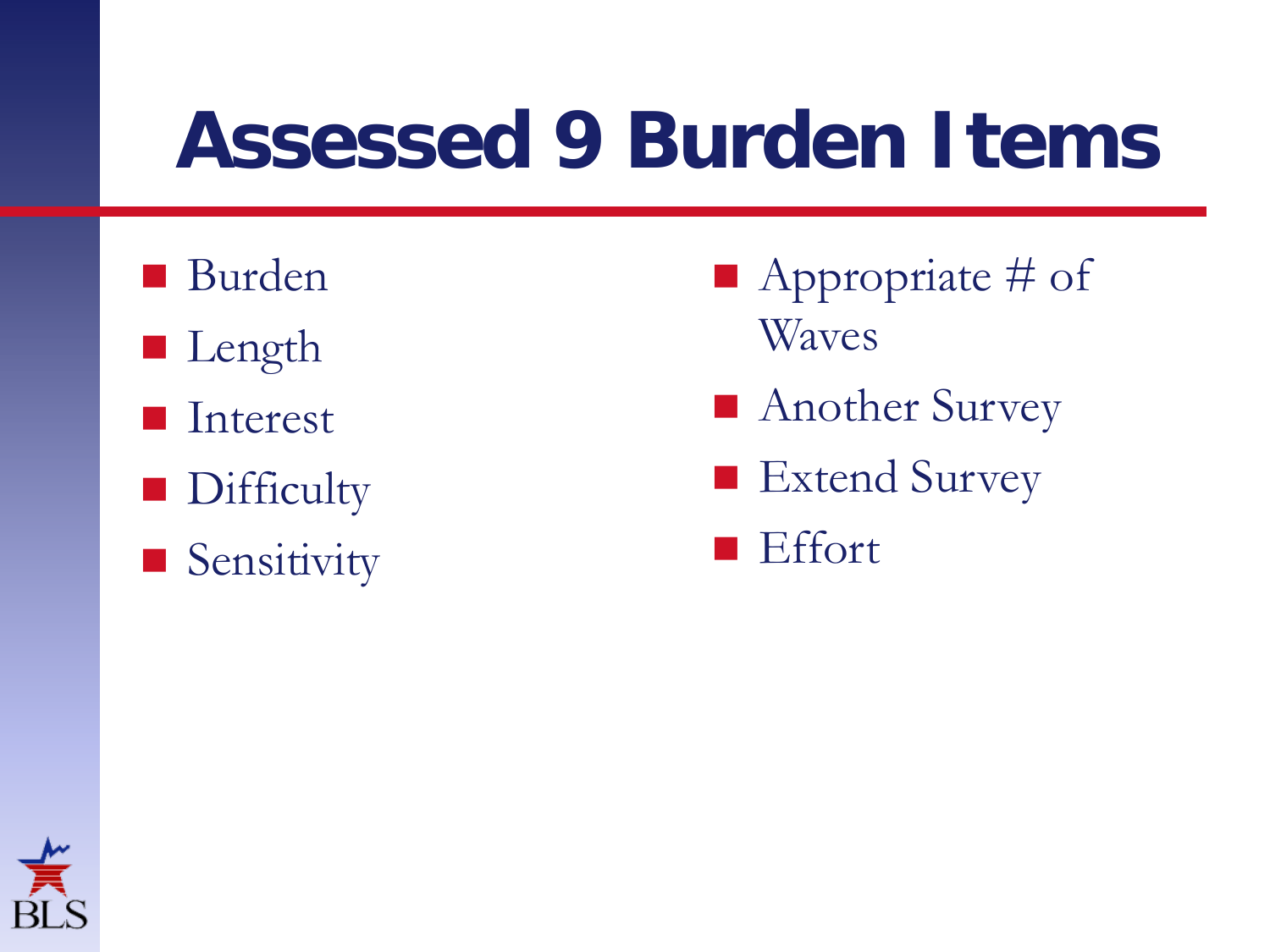# Assessed 9 Burden Items

- Burden
- Length
- Interest
- Difficulty
- Sensitivity
- Appropriate # of Waves
- Another Survey
- Extend Survey
- Effort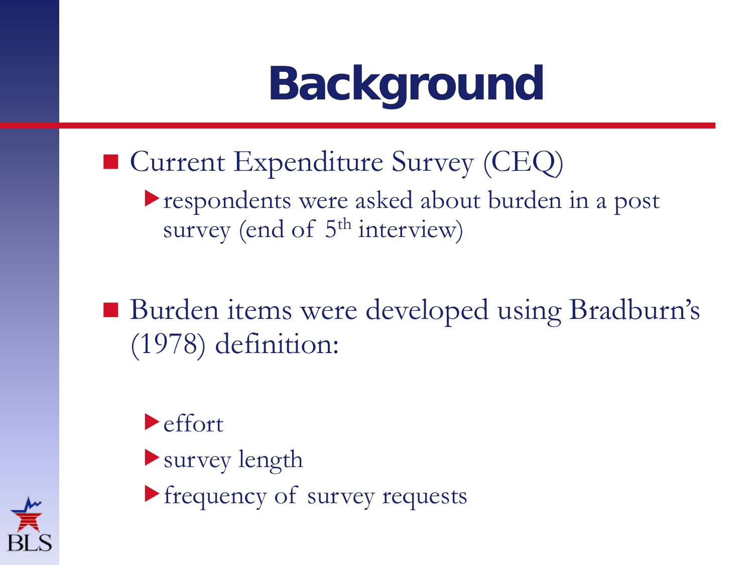# Background

- Current Expenditure Survey (CEQ)
  - respondents were asked about burden in a post survey (end of 5th interview)

- Burden items were developed using Bradburn's (1978) definition:
  - effort
  - survey length
  - frequency of survey requests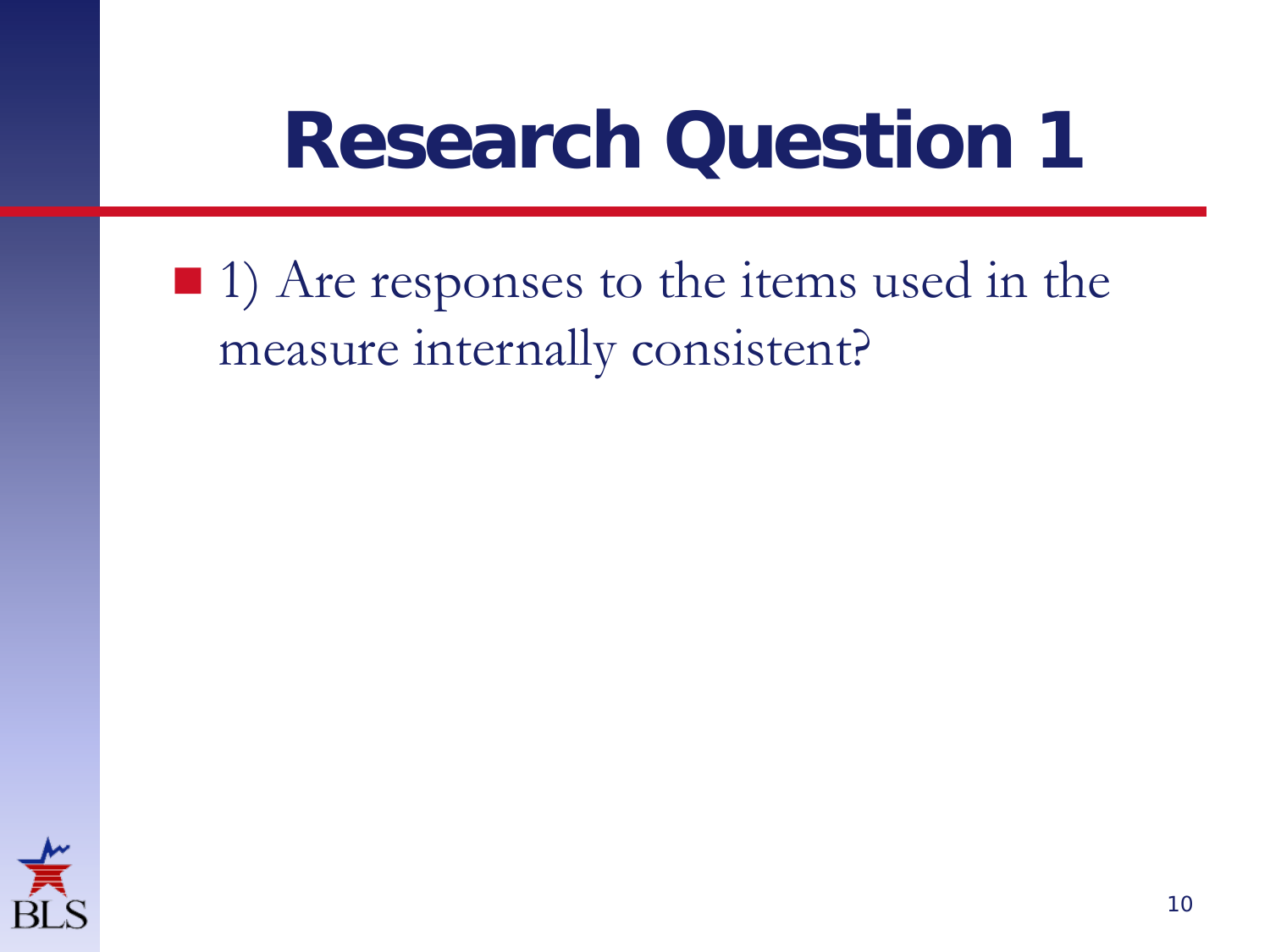# Research Question 1

- 1) Are responses to the items used in the measure internally consistent?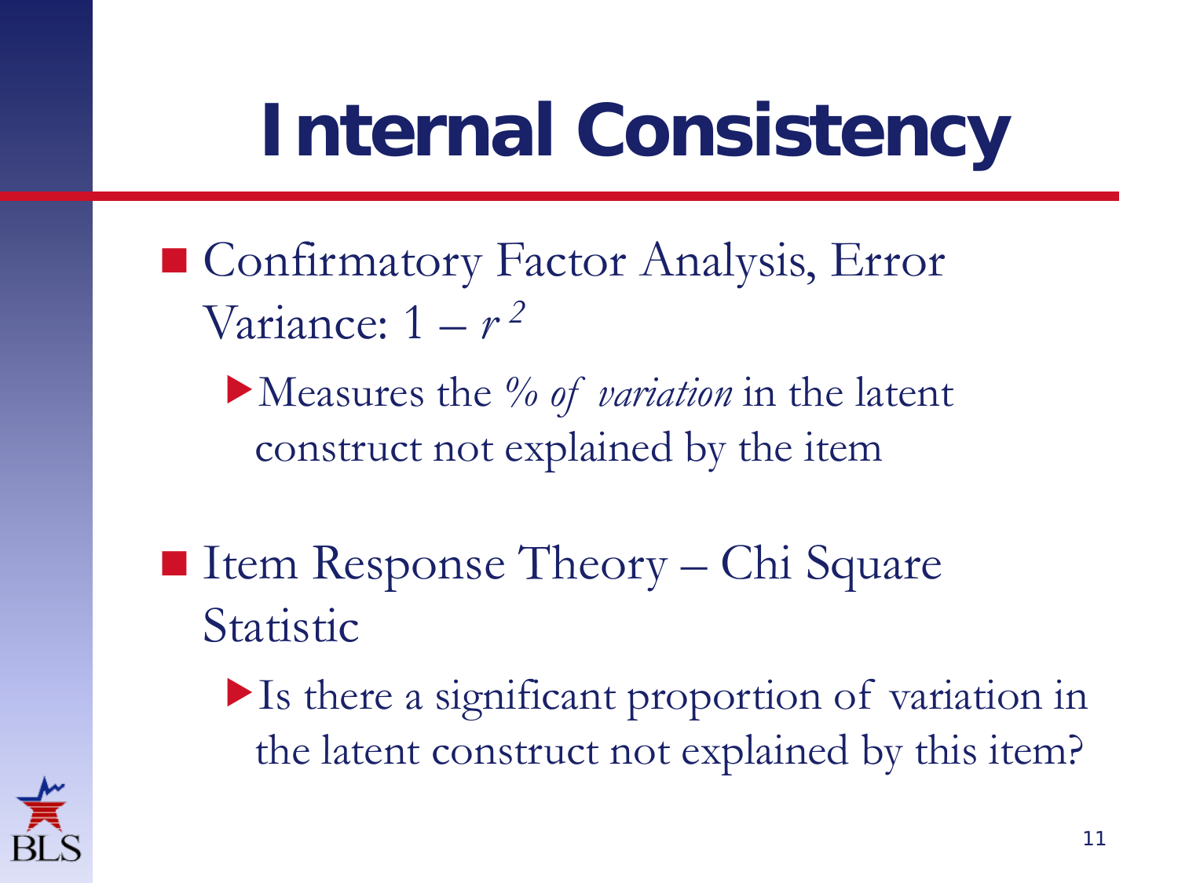# Internal Consistency

- Confirmatory Factor Analysis, Error Variance: $1 - r^2$
  - Measures the *% of variation* in the latent construct not explained by the item
- Item Response Theory – Chi Square Statistic
  - Is there a significant proportion of variation in the latent construct not explained by this item?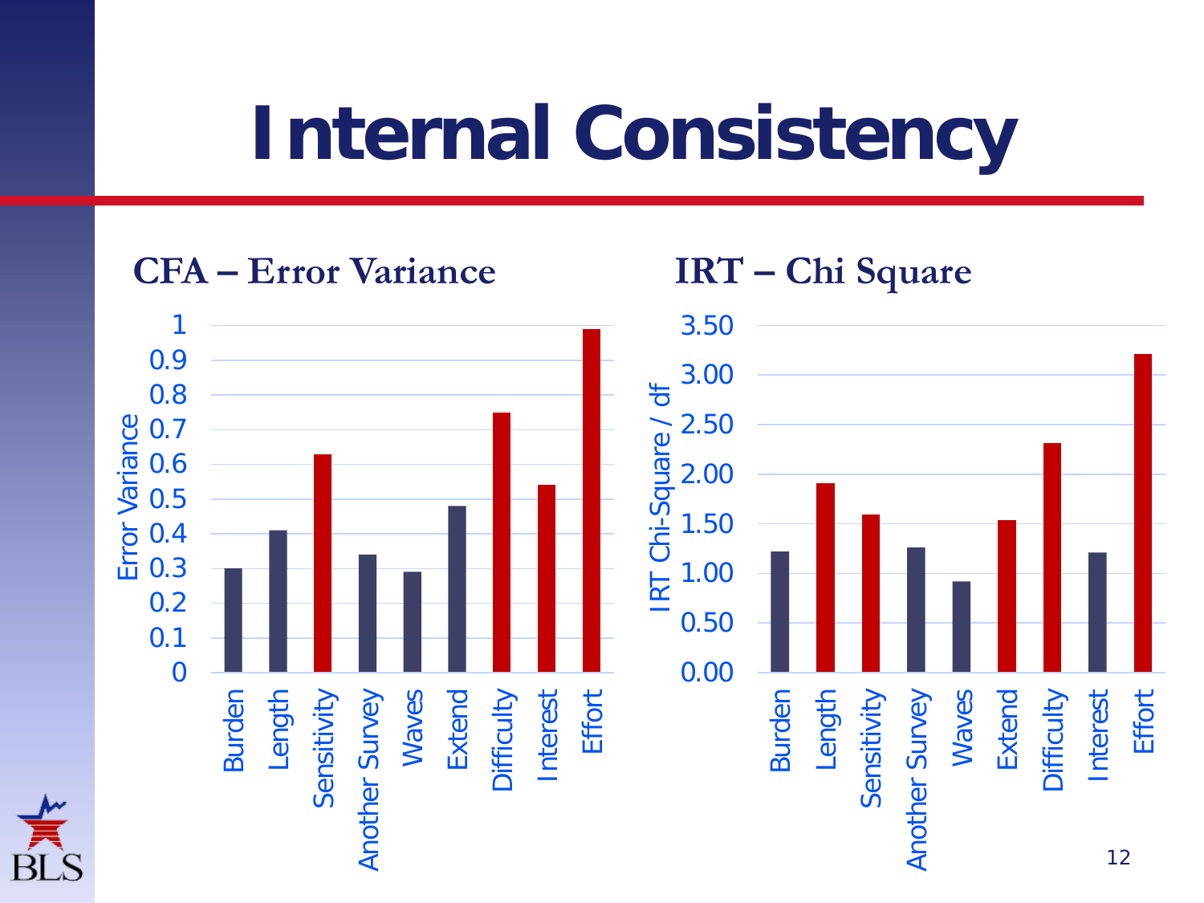# Internal Consistency

### CFA – Error Variance

### IRT – Chi Square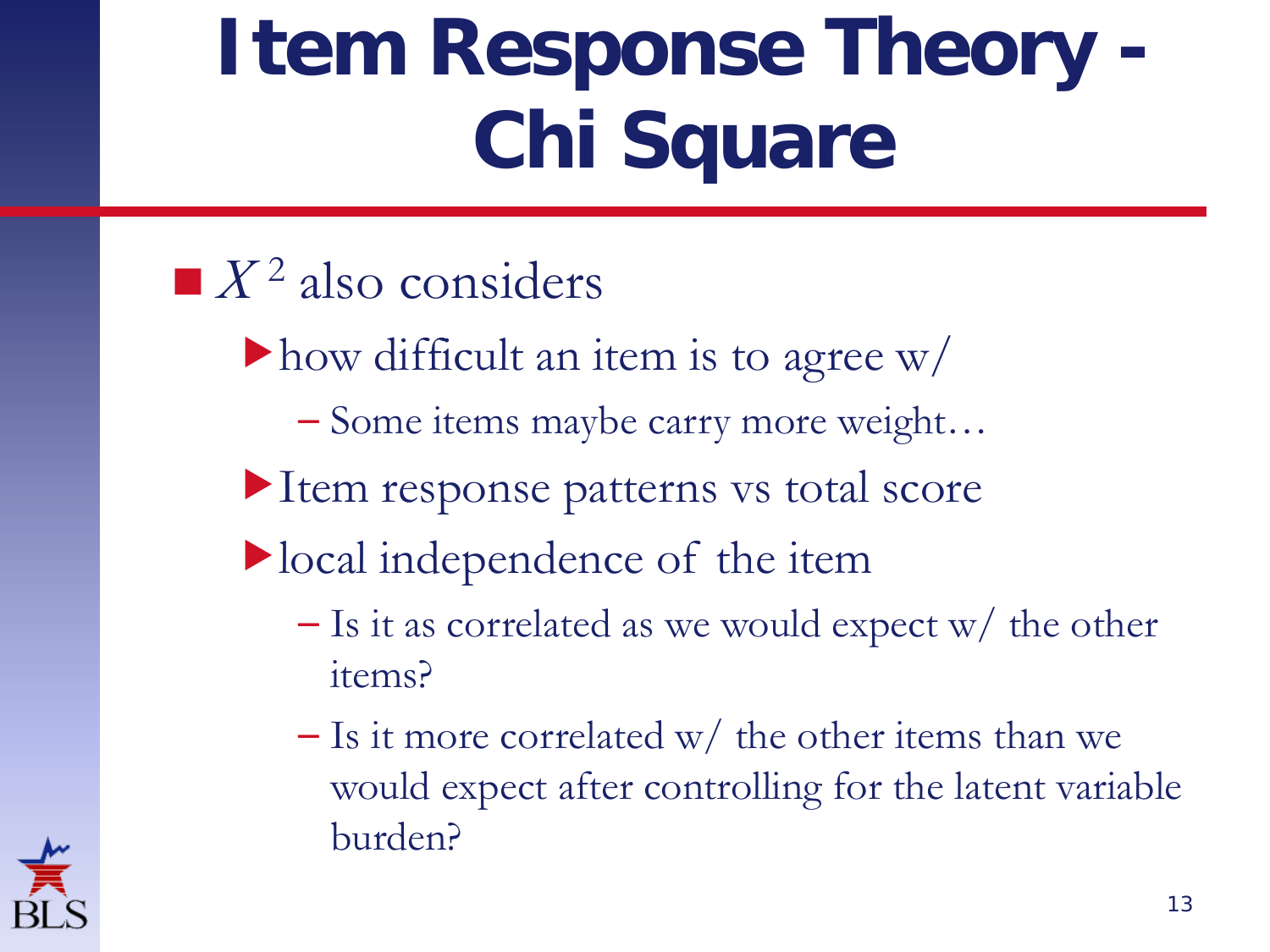# Item Response Theory - Chi Square

- $X^2$ also considers
  - how difficult an item is to agree w/
    - Some items maybe carry more weight…
  - Item response patterns vs total score
  - local independence of the item
    - Is it as correlated as we would expect w/ the other items?
    - Is it more correlated w/ the other items than we would expect after controlling for the latent variable burden?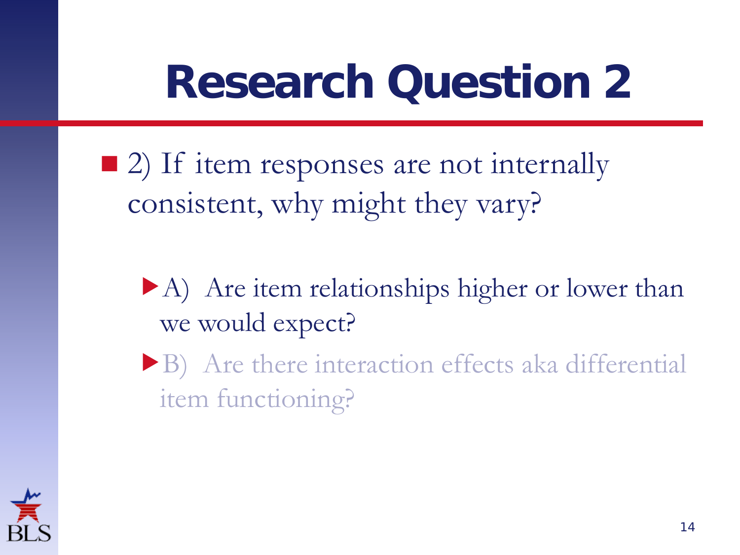# Research Question 2

- 2) If item responses are not internally consistent, why might they vary?
  - A) Are item relationships higher or lower than we would expect?
  - B) Are there interaction effects aka differential item functioning?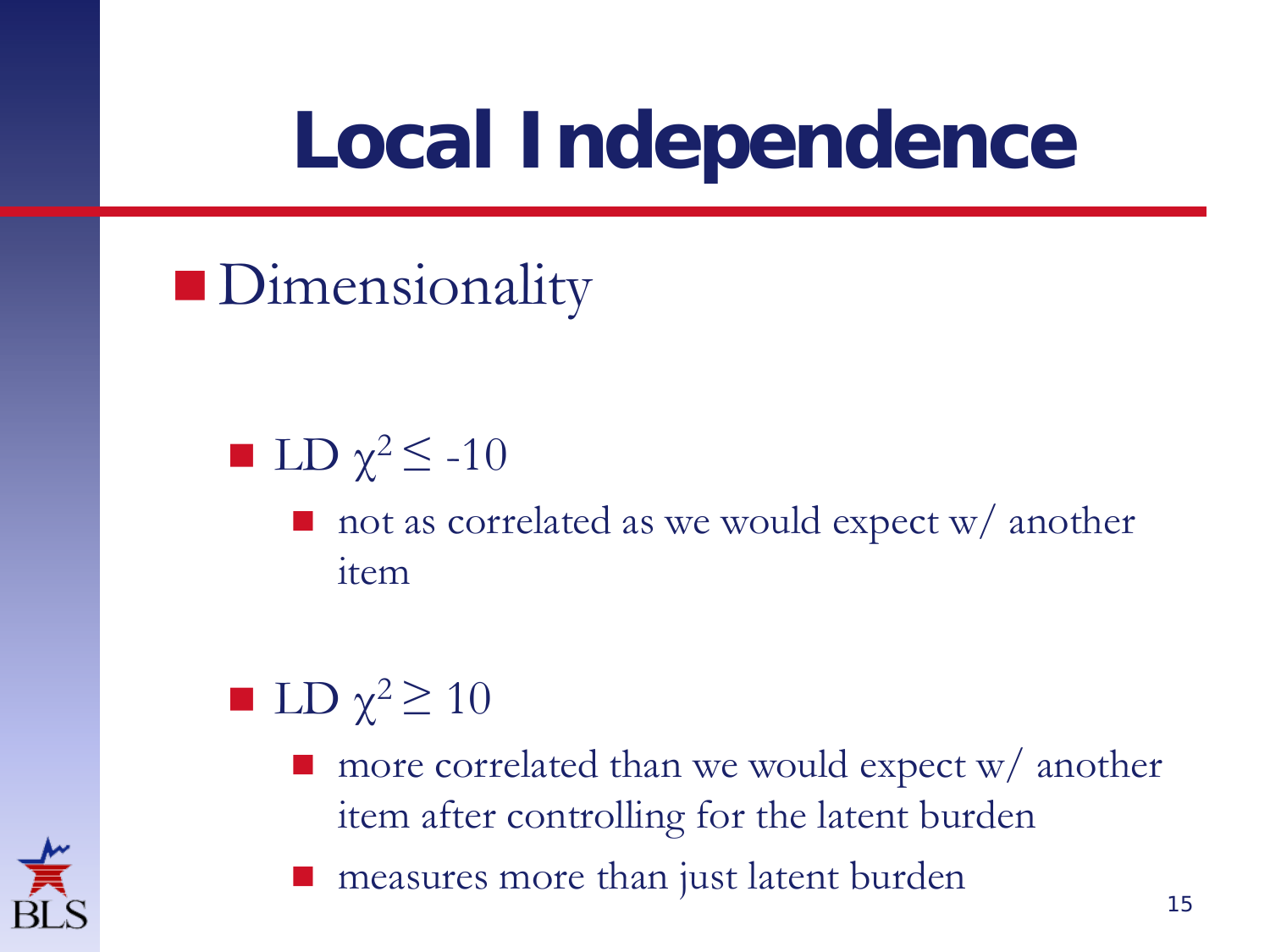# Local Independence

- Dimensionality
  - LD $\chi^2 \leq -10$
    - not as correlated as we would expect w/ another item
  - LD $\chi^2 \geq 10$
    - more correlated than we would expect w/ another item after controlling for the latent burden
    - measures more than just latent burden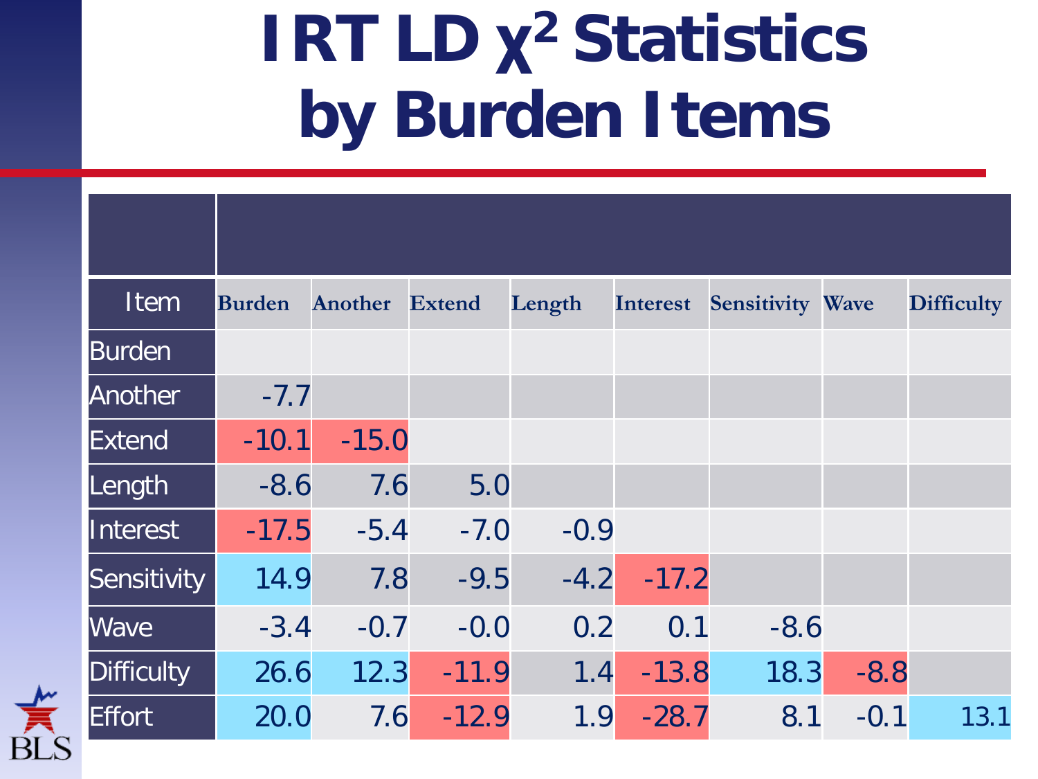# IRT LD $\chi^2$ Statistics by Burden Items

| Item | Burden | Another | Extend | Length | Interest | Sensitivity | Wave | Difficulty |
|---|---|---|---|---|---|---|---|---|
| Burden | | | | | | | | |
| Another | -7.7 | | | | | | | |
| Extend | -10.1 | -15.0 | | | | | | |
| Length | -8.6 | 7.6 | 5.0 | | | | | |
| Interest | -17.5 | -5.4 | -7.0 | -0.9 | | | | |
| Sensitivity | 14.9 | 7.8 | -9.5 | -4.2 | -17.2 | | | |
| Wave | -3.4 | -0.7 | -0.0 | 0.2 | 0.1 | -8.6 | | |
| Difficulty | 26.6 | 12.3 | -11.9 | 1.4 | -13.8 | 18.3 | -8.8 | |
| Effort | 20.0 | 7.6 | -12.9 | 1.9 | -28.7 | 8.1 | -0.1 | 13.1 |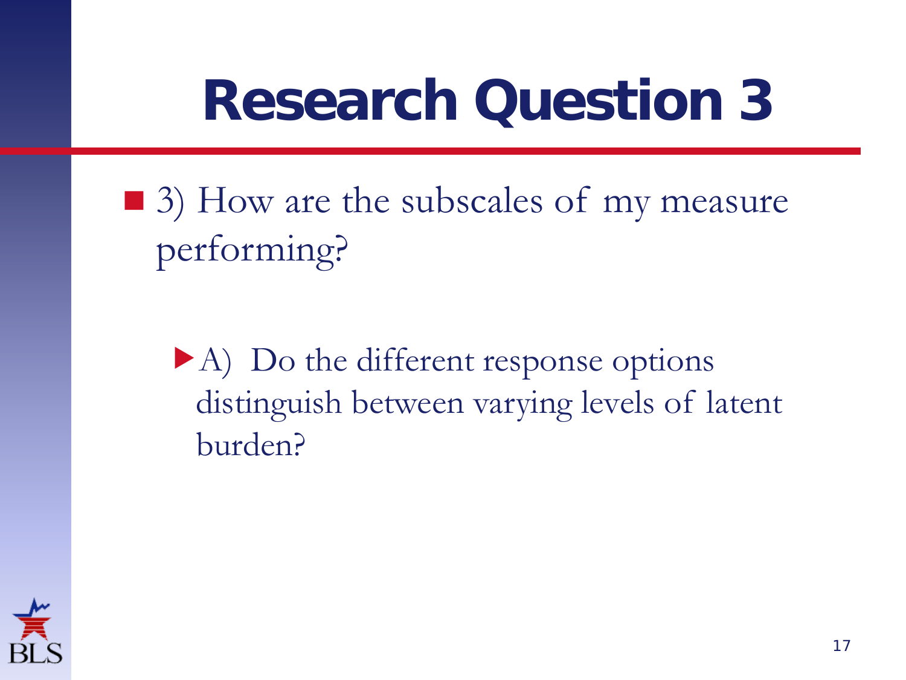# Research Question 3

- 3) How are the subscales of my measure performing?

  - A) Do the different response options distinguish between varying levels of latent burden?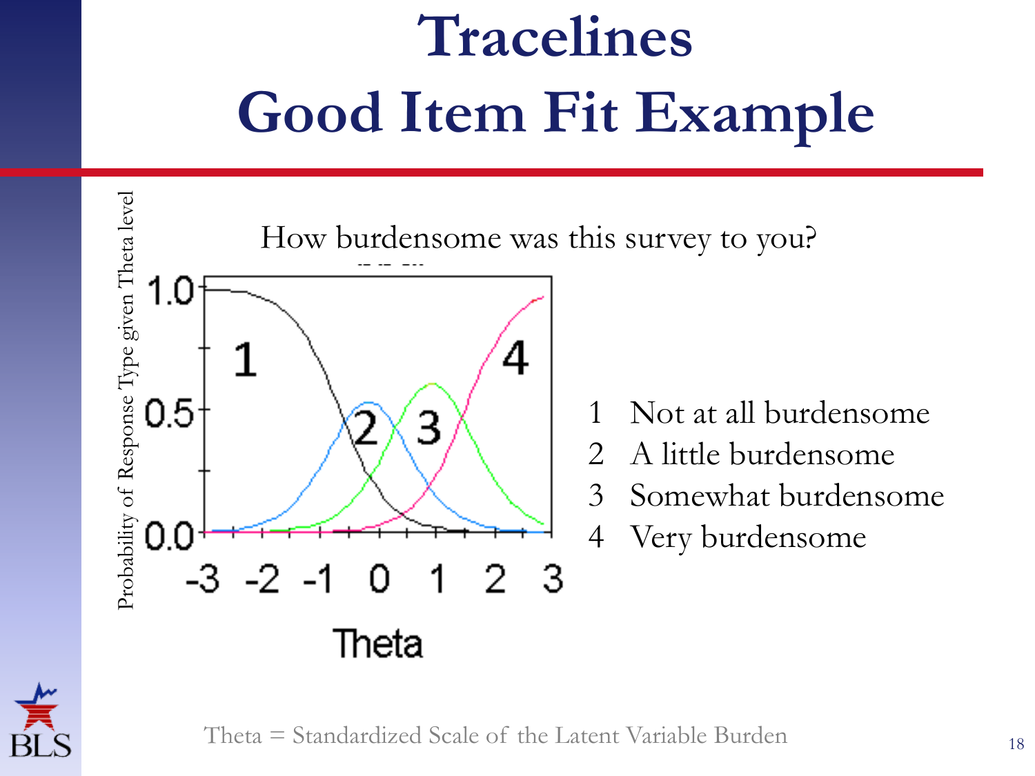# Tracelines
# Good Item Fit Example

How burdensome was this survey to you?

Probability of Response Type given Theta level

Theta

1 Not at all burdensome
2 A little burdensome
3 Somewhat burdensome
4 Very burdensome

Theta = Standardized Scale of the Latent Variable Burden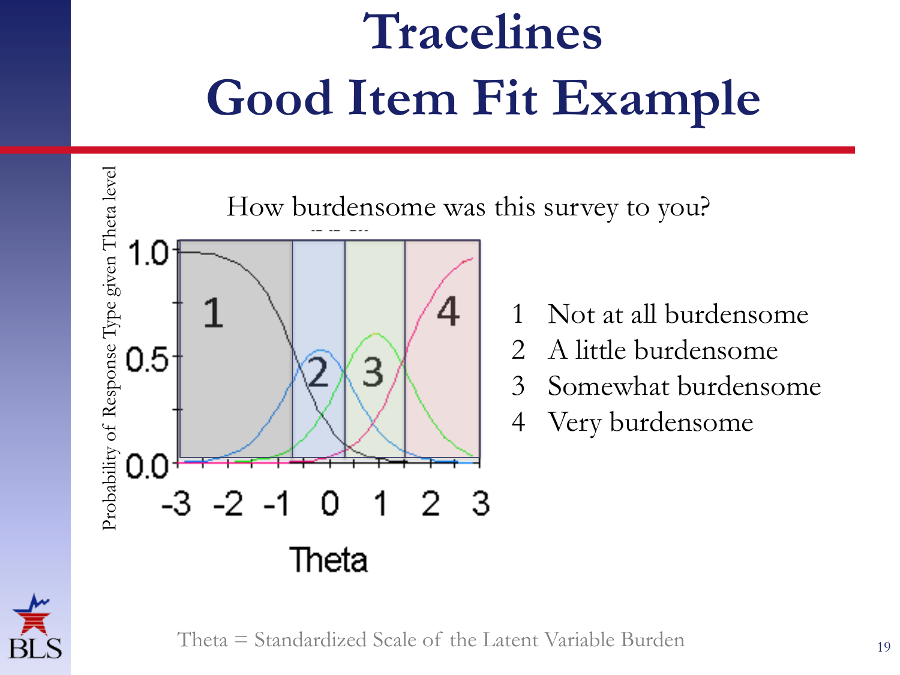# Tracelines
# Good Item Fit Example

How burdensome was this survey to you?

1 Not at all burdensome
2 A little burdensome
3 Somewhat burdensome
4 Very burdensome

Theta = Standardized Scale of the Latent Variable Burden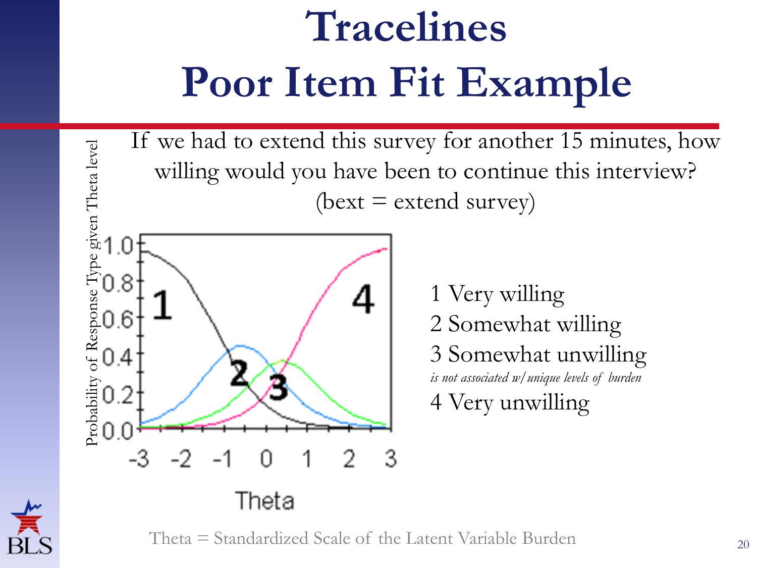# Tracelines
# Poor Item Fit Example

If we had to extend this survey for another 15 minutes, how willing would you have been to continue this interview? (bext = extend survey)

1 Very willing
2 Somewhat willing
3 Somewhat unwilling
*is not associated w/ unique levels of burden*
4 Very unwilling

Theta = Standardized Scale of the Latent Variable Burden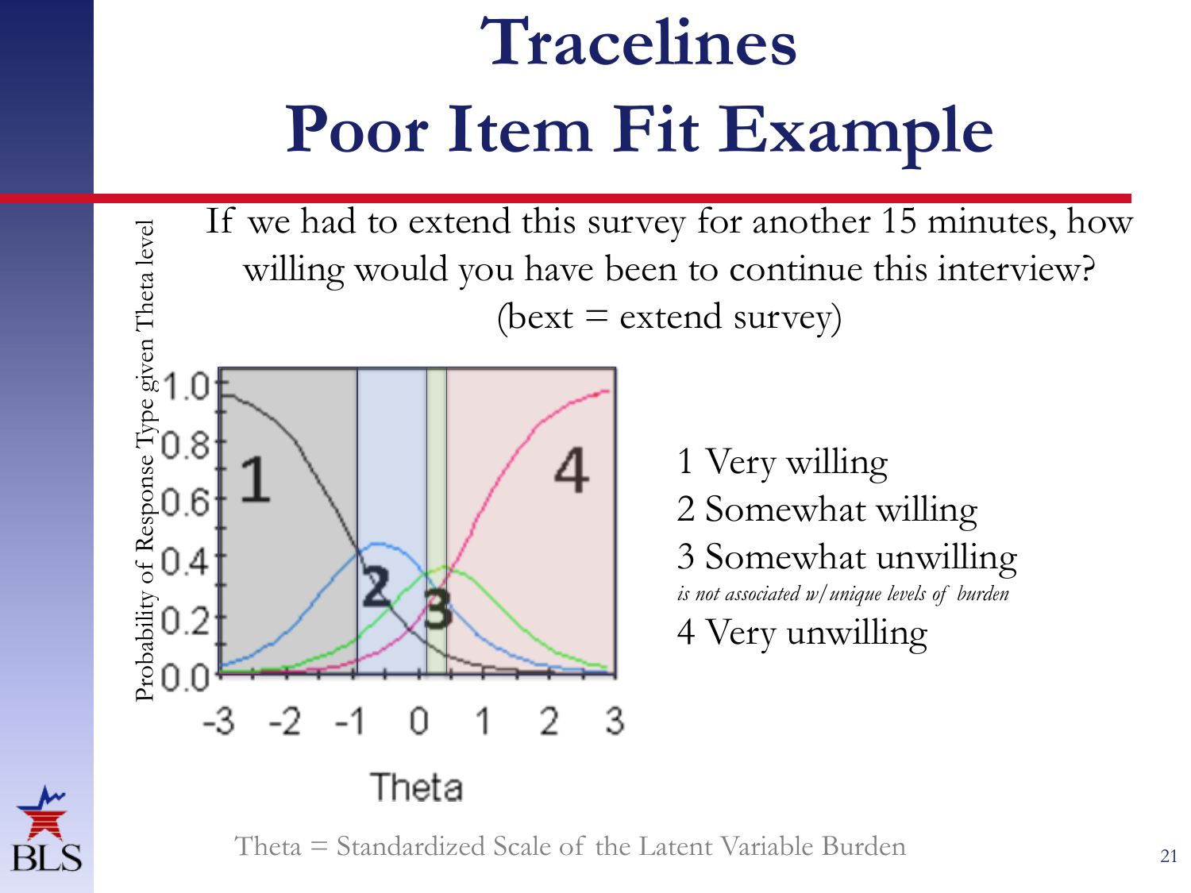# Tracelines

# Poor Item Fit Example

If we had to extend this survey for another 15 minutes, how willing would you have been to continue this interview? (bext = extend survey)

1 Very willing

2 Somewhat willing

3 Somewhat unwilling

*is not associated w/ unique levels of burden*

4 Very unwilling

Theta = Standardized Scale of the Latent Variable Burden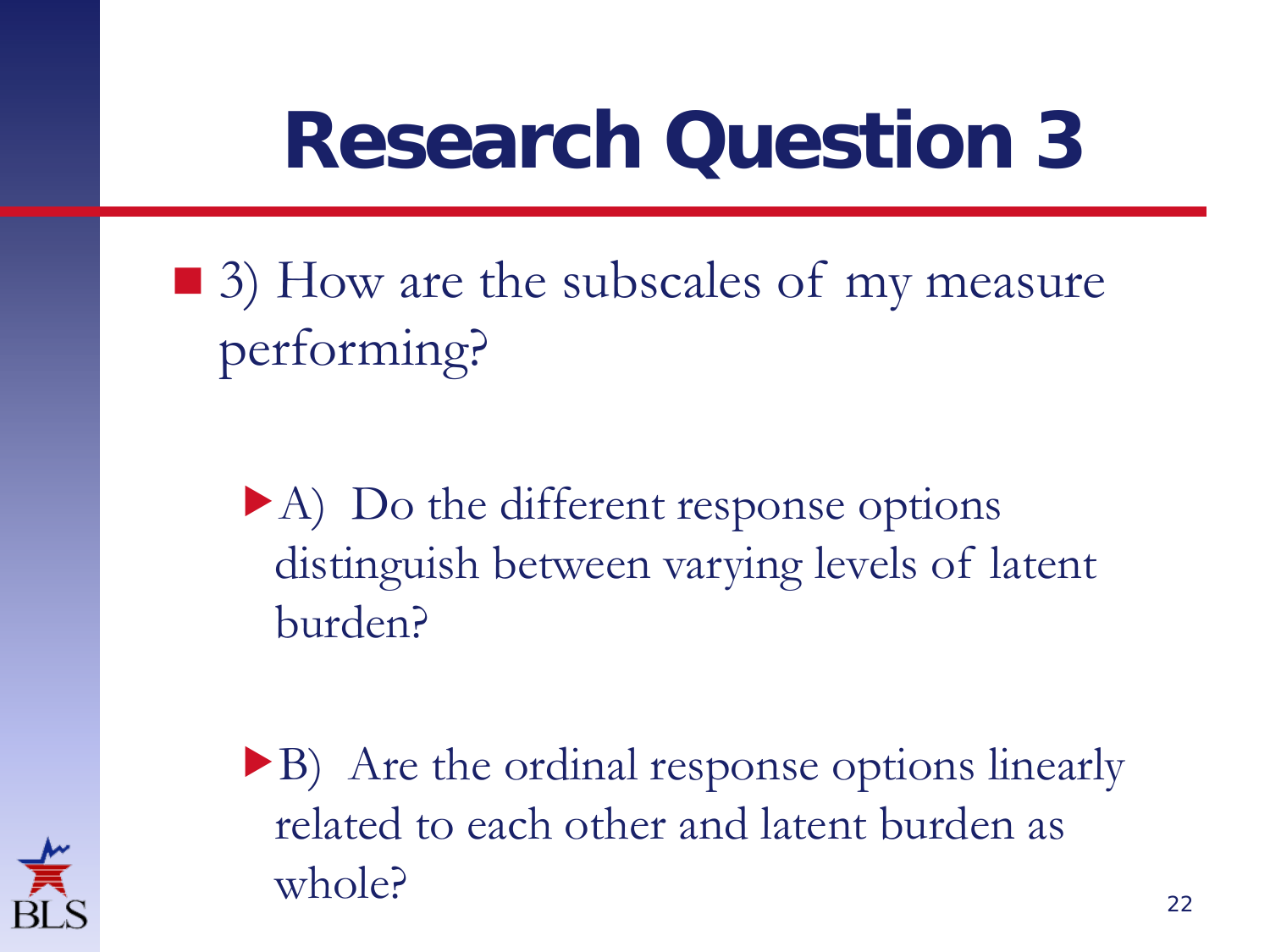# Research Question 3

- 3) How are the subscales of my measure performing?
  - A) Do the different response options distinguish between varying levels of latent burden?
  - B) Are the ordinal response options linearly related to each other and latent burden as whole?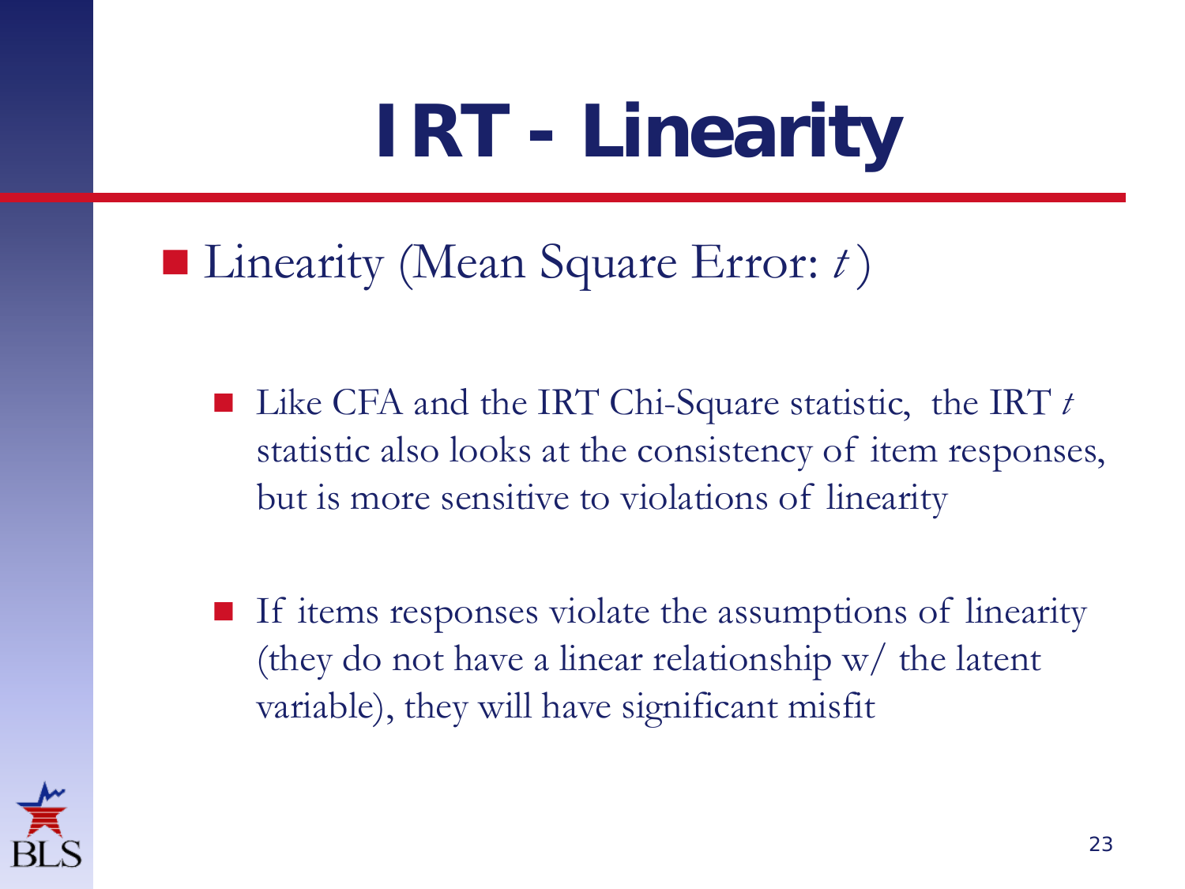# IRT - Linearity

- Linearity (Mean Square Error: *t* )

  - Like CFA and the IRT Chi-Square statistic, the IRT *t* statistic also looks at the consistency of item responses, but is more sensitive to violations of linearity

  - If items responses violate the assumptions of linearity (they do not have a linear relationship w/ the latent variable), they will have significant misfit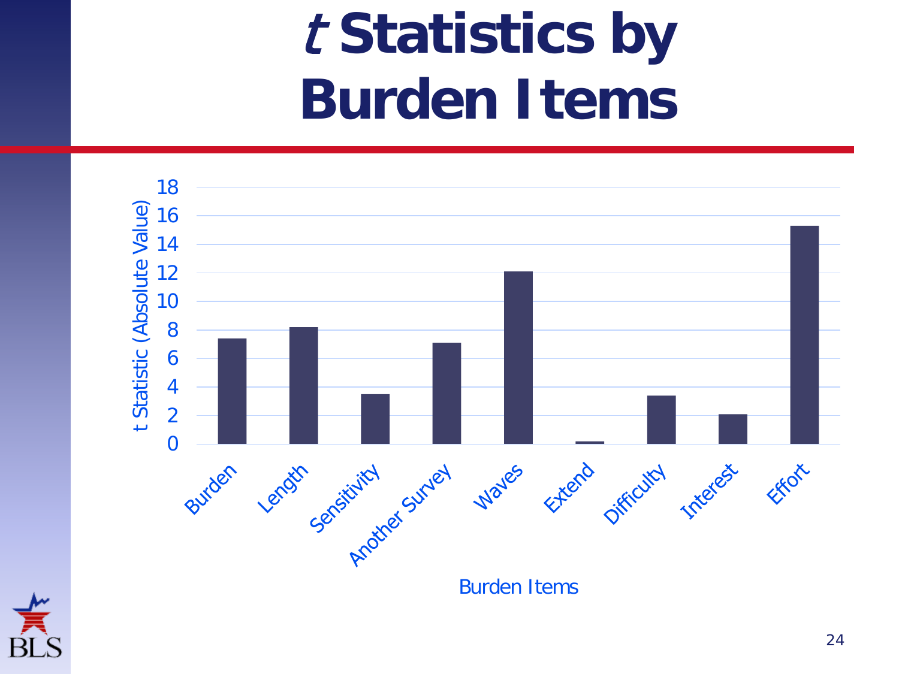# *t* Statistics by Burden Items

| Burden Items | t Statistic (Absolute Value) |
| --- | --- |
| Burden | 7.4 |
| Length | 8.2 |
| Sensitivity | 3.5 |
| Another Survey | 7.1 |
| Waves | 12.1 |
| Extend | 0.2 |
| Difficulty | 3.4 |
| Interest | 2.1 |
| Effort | 15.3 |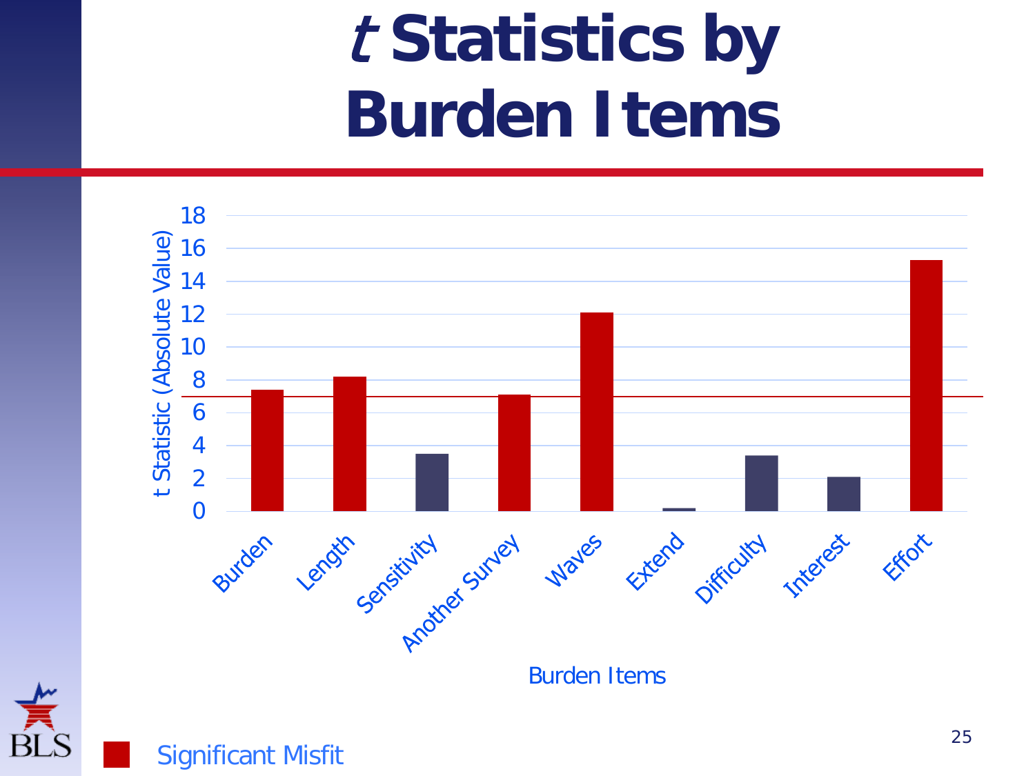# *t* Statistics by Burden Items

t Statistic (Absolute Value)

18
16
14
12
10
8
6
4
2
0

Burden
Length
Sensitivity
Another Survey
Waves
Extend
Difficulty
Interest
Effort

Burden Items

Significant Misfit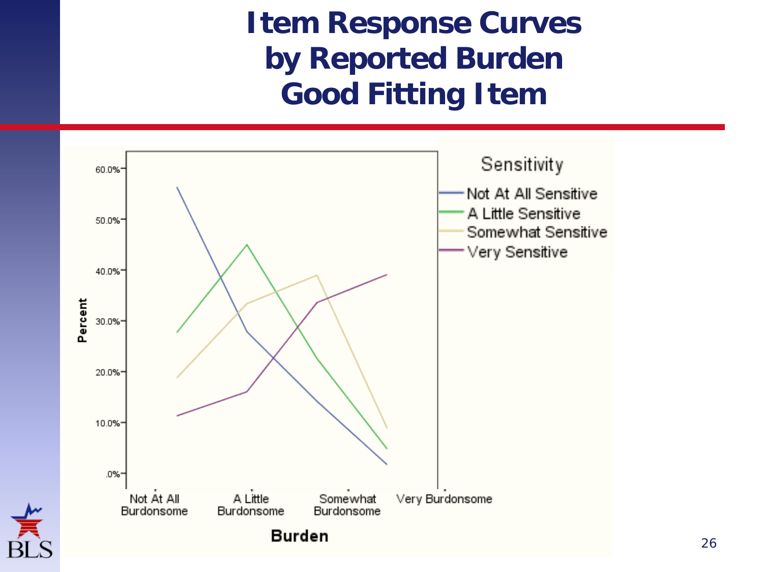# Item Response Curves by Reported Burden Good Fitting Item

Sensitivity

- Not At All Sensitive
- A Little Sensitive
- Somewhat Sensitive
- Very Sensitive

Percent: 60.0%, 50.0%, 40.0%, 30.0%, 20.0%, 10.0%, .0%

Burden: Not At All Burdonsome, A Little Burdonsome, Somewhat Burdonsome, Very Burdonsome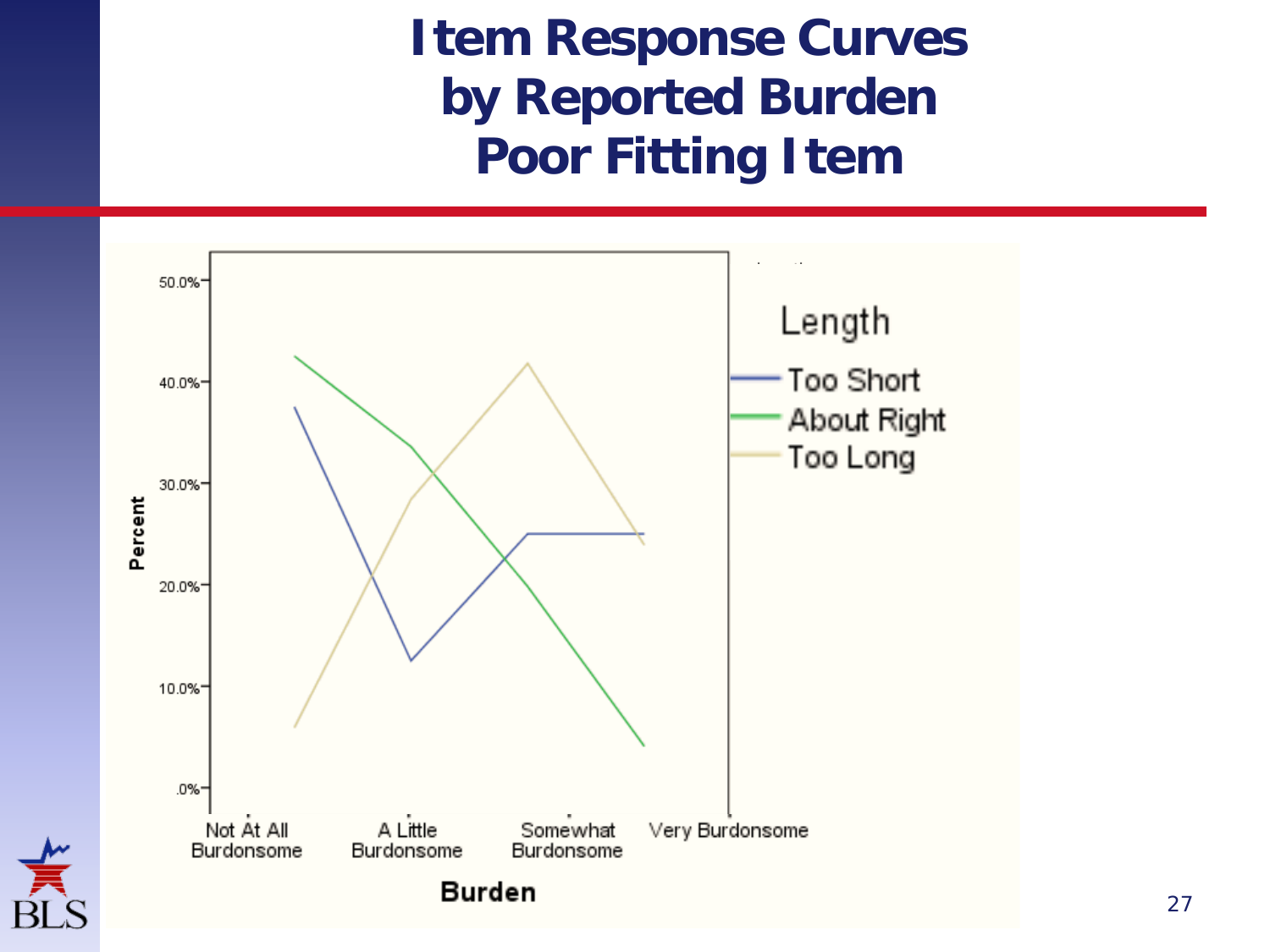# Item Response Curves by Reported Burden Poor Fitting Item

Length
- Too Short
- About Right
- Too Long

Percent: 50.0%, 40.0%, 30.0%, 20.0%, 10.0%, .0%

Burden: Not At All Burdonsome, A Little Burdonsome, Somewhat Burdonsome, Very Burdonsome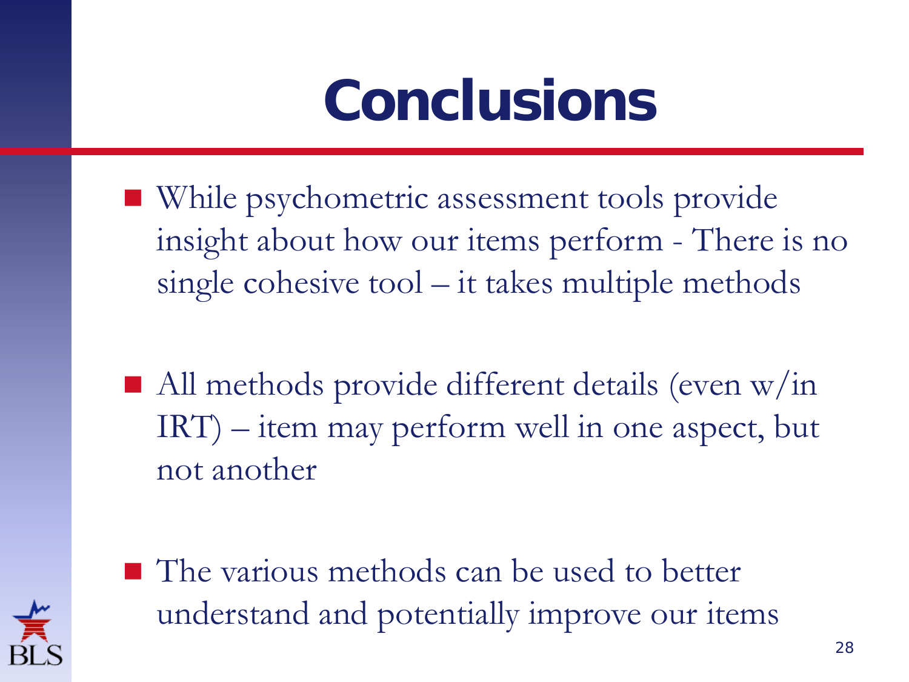# Conclusions

- While psychometric assessment tools provide insight about how our items perform - There is no single cohesive tool – it takes multiple methods
- All methods provide different details (even w/in IRT) – item may perform well in one aspect, but not another
- The various methods can be used to better understand and potentially improve our items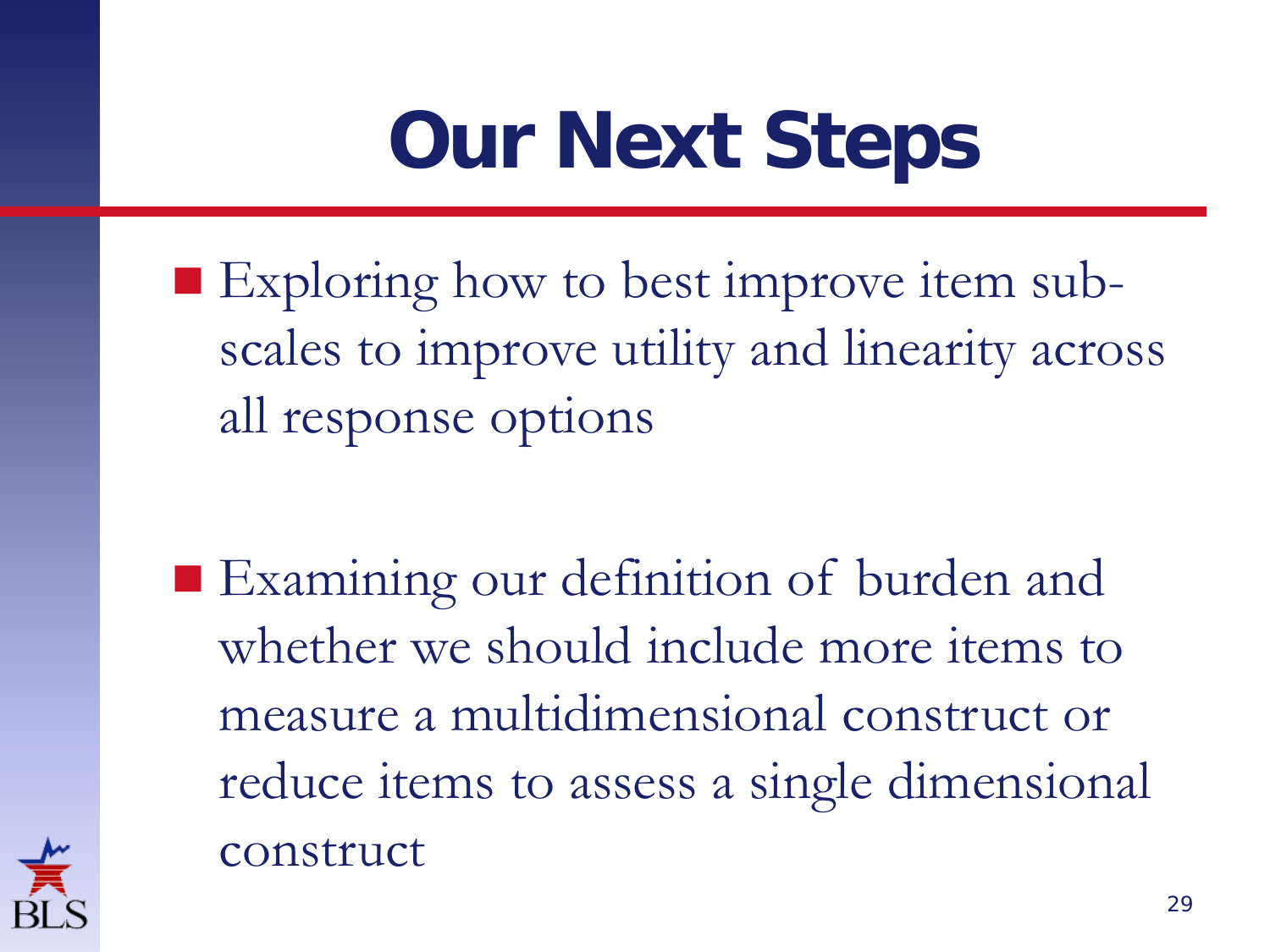# Our Next Steps

- Exploring how to best improve item sub-scales to improve utility and linearity across all response options

- Examining our definition of burden and whether we should include more items to measure a multidimensional construct or reduce items to assess a single dimensional construct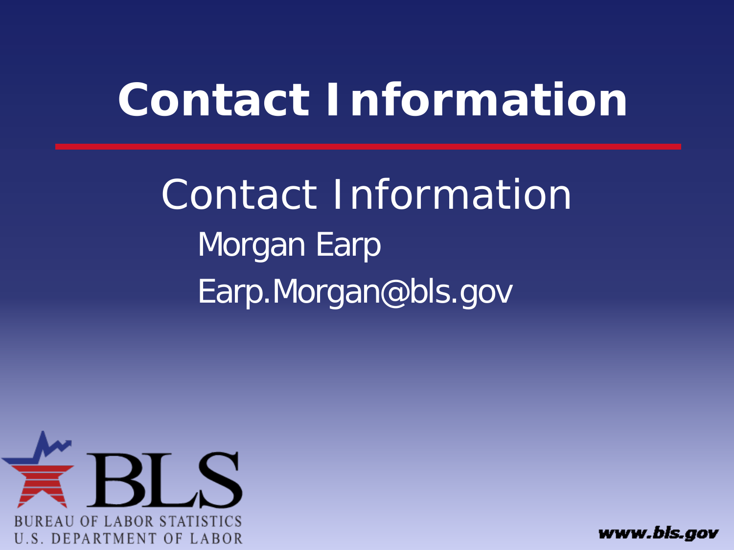# Contact Information

## Contact Information

Morgan Earp

Earp.Morgan@bls.gov

BLS
BUREAU OF LABOR STATISTICS
U.S. DEPARTMENT OF LABOR

www.bls.gov